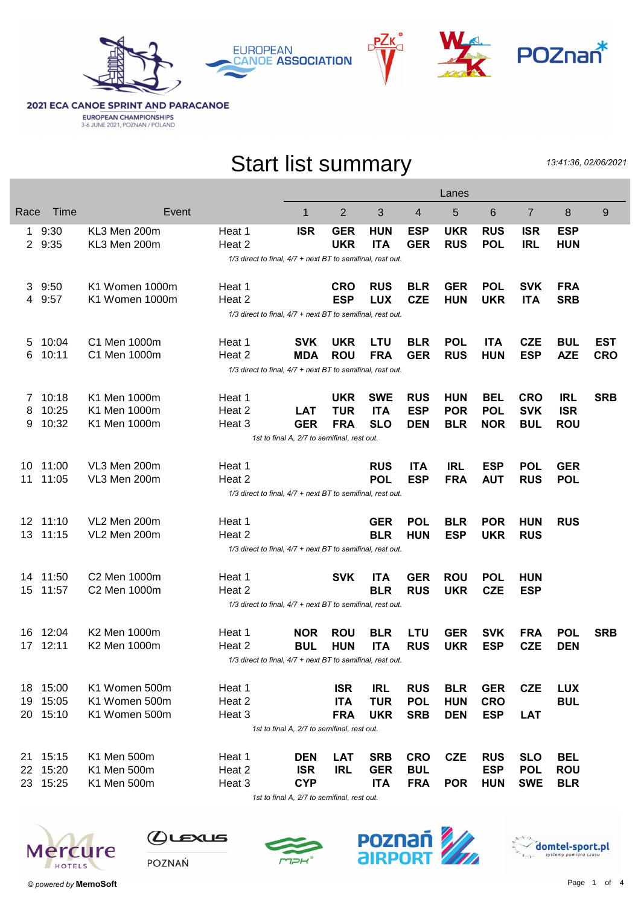**2021 ECA CANOE SPRINT AND PARACANOE**
EUROPEAN CHAMPIONSHIPS
3-6 JUNE 2021, POZNAN / POLAND

# Start list summary

*13:41:36, 02/06/2021*

| Race | Time | Event | | Lanes 1 | 2 | 3 | 4 | 5 | 6 | 7 | 8 | 9 |
|---|---|---|---|---|---|---|---|---|---|---|---|---|
| 1 | 9:30 | KL3 Men 200m | Heat 1 | **ISR** | **GER** | **HUN** | **ESP** | **UKR** | **RUS** | **ISR** | **ESP** | |
| 2 | 9:35 | KL3 Men 200m | Heat 2 | | **UKR** | **ITA** | **GER** | **RUS** | **POL** | **IRL** | **HUN** | |
| | | | *1/3 direct to final, 4/7 + next BT to semifinal, rest out.* | | | | | | | | | |
| 3 | 9:50 | K1 Women 1000m | Heat 1 | | **CRO** | **RUS** | **BLR** | **GER** | **POL** | **SVK** | **FRA** | |
| 4 | 9:57 | K1 Women 1000m | Heat 2 | | **ESP** | **LUX** | **CZE** | **HUN** | **UKR** | **ITA** | **SRB** | |
| | | | *1/3 direct to final, 4/7 + next BT to semifinal, rest out.* | | | | | | | | | |
| 5 | 10:04 | C1 Men 1000m | Heat 1 | **SVK** | **UKR** | **LTU** | **BLR** | **POL** | **ITA** | **CZE** | **BUL** | **EST** |
| 6 | 10:11 | C1 Men 1000m | Heat 2 | **MDA** | **ROU** | **FRA** | **GER** | **RUS** | **HUN** | **ESP** | **AZE** | **CRO** |
| | | | *1/3 direct to final, 4/7 + next BT to semifinal, rest out.* | | | | | | | | | |
| 7 | 10:18 | K1 Men 1000m | Heat 1 | | **UKR** | **SWE** | **RUS** | **HUN** | **BEL** | **CRO** | **IRL** | **SRB** |
| 8 | 10:25 | K1 Men 1000m | Heat 2 | **LAT** | **TUR** | **ITA** | **ESP** | **POR** | **POL** | **SVK** | **ISR** | |
| 9 | 10:32 | K1 Men 1000m | Heat 3 | **GER** | **FRA** | **SLO** | **DEN** | **BLR** | **NOR** | **BUL** | **ROU** | |
| | | | *1st to final A, 2/7 to semifinal, rest out.* | | | | | | | | | |
| 10 | 11:00 | VL3 Men 200m | Heat 1 | | | **RUS** | **ITA** | **IRL** | **ESP** | **POL** | **GER** | |
| 11 | 11:05 | VL3 Men 200m | Heat 2 | | | **POL** | **ESP** | **FRA** | **AUT** | **RUS** | **POL** | |
| | | | *1/3 direct to final, 4/7 + next BT to semifinal, rest out.* | | | | | | | | | |
| 12 | 11:10 | VL2 Men 200m | Heat 1 | | | **GER** | **POL** | **BLR** | **POR** | **HUN** | **RUS** | |
| 13 | 11:15 | VL2 Men 200m | Heat 2 | | | **BLR** | **HUN** | **ESP** | **UKR** | **RUS** | | |
| | | | *1/3 direct to final, 4/7 + next BT to semifinal, rest out.* | | | | | | | | | |
| 14 | 11:50 | C2 Men 1000m | Heat 1 | | **SVK** | **ITA** | **GER** | **ROU** | **POL** | **HUN** | | |
| 15 | 11:57 | C2 Men 1000m | Heat 2 | | | **BLR** | **RUS** | **UKR** | **CZE** | **ESP** | | |
| | | | *1/3 direct to final, 4/7 + next BT to semifinal, rest out.* | | | | | | | | | |
| 16 | 12:04 | K2 Men 1000m | Heat 1 | **NOR** | **ROU** | **BLR** | **LTU** | **GER** | **SVK** | **FRA** | **POL** | **SRB** |
| 17 | 12:11 | K2 Men 1000m | Heat 2 | **BUL** | **HUN** | **ITA** | **RUS** | **UKR** | **ESP** | **CZE** | **DEN** | |
| | | | *1/3 direct to final, 4/7 + next BT to semifinal, rest out.* | | | | | | | | | |
| 18 | 15:00 | K1 Women 500m | Heat 1 | | **ISR** | **IRL** | **RUS** | **BLR** | **GER** | **CZE** | **LUX** | |
| 19 | 15:05 | K1 Women 500m | Heat 2 | | **ITA** | **TUR** | **POL** | **HUN** | **CRO** | | **BUL** | |
| 20 | 15:10 | K1 Women 500m | Heat 3 | | **FRA** | **UKR** | **SRB** | **DEN** | **ESP** | **LAT** | | |
| | | | *1st to final A, 2/7 to semifinal, rest out.* | | | | | | | | | |
| 21 | 15:15 | K1 Men 500m | Heat 1 | **DEN** | **LAT** | **SRB** | **CRO** | **CZE** | **RUS** | **SLO** | **BEL** | |
| 22 | 15:20 | K1 Men 500m | Heat 2 | **ISR** | **IRL** | **GER** | **BUL** | | **ESP** | **POL** | **ROU** | |
| 23 | 15:25 | K1 Men 500m | Heat 3 | **CYP** | | **ITA** | **FRA** | **POR** | **HUN** | **SWE** | **BLR** | |
| | | | *1st to final A, 2/7 to semifinal, rest out.* | | | | | | | | | |

*© powered by* **MemoSoft**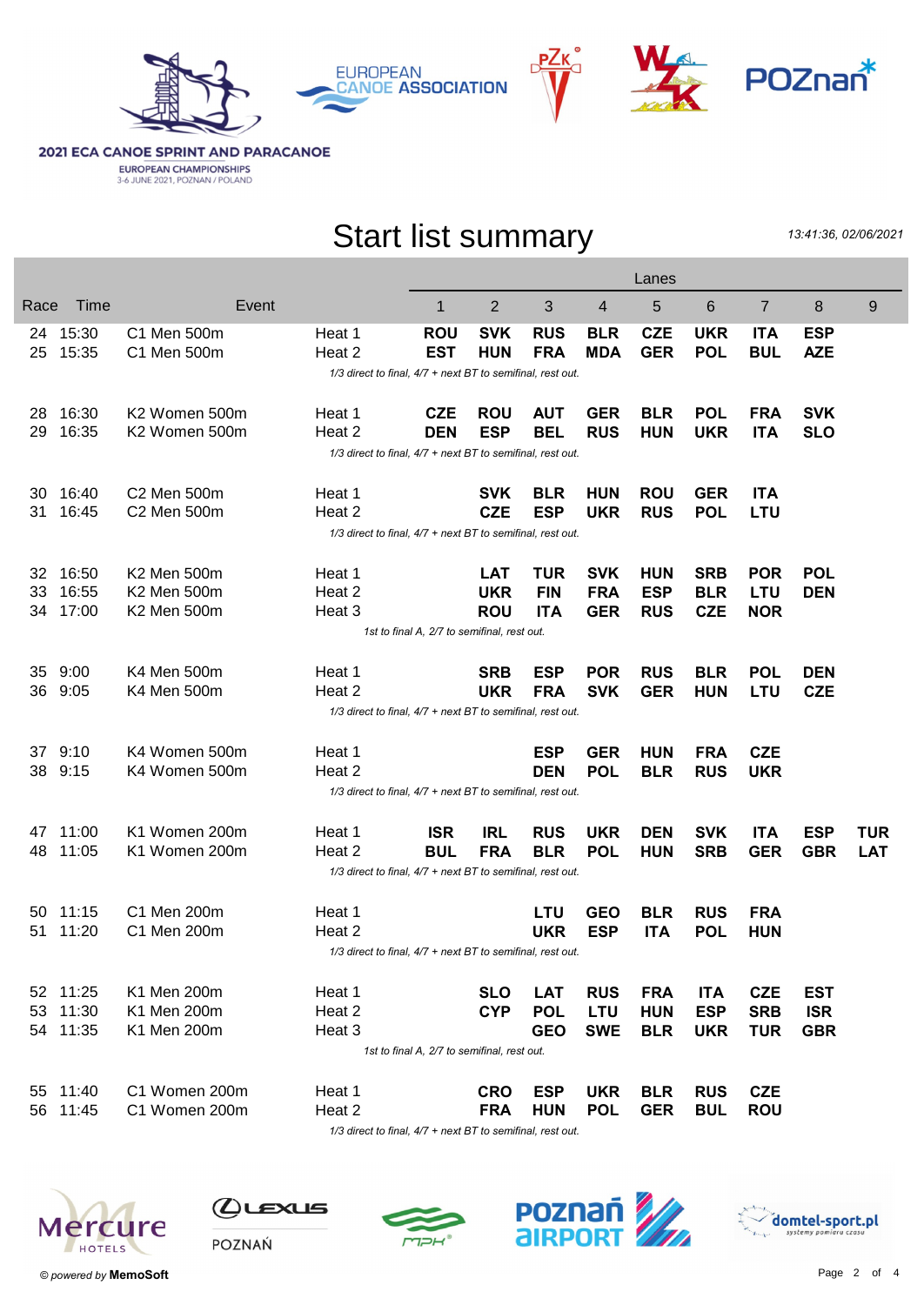# Start list summary

*13:41:36, 02/06/2021*

| Race | Time | Event | | Lane 1 | Lane 2 | Lane 3 | Lane 4 | Lane 5 | Lane 6 | Lane 7 | Lane 8 | Lane 9 |
|---|---|---|---|---|---|---|---|---|---|---|---|---|
| 24 | 15:30 | C1 Men 500m | Heat 1 | **ROU** | **SVK** | **RUS** | **BLR** | **CZE** | **UKR** | **ITA** | **ESP** | |
| 25 | 15:35 | C1 Men 500m | Heat 2 | **EST** | **HUN** | **FRA** | **MDA** | **GER** | **POL** | **BUL** | **AZE** | |
| | | | *1/3 direct to final, 4/7 + next BT to semifinal, rest out.* | | | | | | | | | |
| 28 | 16:30 | K2 Women 500m | Heat 1 | **CZE** | **ROU** | **AUT** | **GER** | **BLR** | **POL** | **FRA** | **SVK** | |
| 29 | 16:35 | K2 Women 500m | Heat 2 | **DEN** | **ESP** | **BEL** | **RUS** | **HUN** | **UKR** | **ITA** | **SLO** | |
| | | | *1/3 direct to final, 4/7 + next BT to semifinal, rest out.* | | | | | | | | | |
| 30 | 16:40 | C2 Men 500m | Heat 1 | | **SVK** | **BLR** | **HUN** | **ROU** | **GER** | **ITA** | | |
| 31 | 16:45 | C2 Men 500m | Heat 2 | | **CZE** | **ESP** | **UKR** | **RUS** | **POL** | **LTU** | | |
| | | | *1/3 direct to final, 4/7 + next BT to semifinal, rest out.* | | | | | | | | | |
| 32 | 16:50 | K2 Men 500m | Heat 1 | | **LAT** | **TUR** | **SVK** | **HUN** | **SRB** | **POR** | **POL** | |
| 33 | 16:55 | K2 Men 500m | Heat 2 | | **UKR** | **FIN** | **FRA** | **ESP** | **BLR** | **LTU** | **DEN** | |
| 34 | 17:00 | K2 Men 500m | Heat 3 | | **ROU** | **ITA** | **GER** | **RUS** | **CZE** | **NOR** | | |
| | | | *1st to final A, 2/7 to semifinal, rest out.* | | | | | | | | | |
| 35 | 9:00 | K4 Men 500m | Heat 1 | | **SRB** | **ESP** | **POR** | **RUS** | **BLR** | **POL** | **DEN** | |
| 36 | 9:05 | K4 Men 500m | Heat 2 | | **UKR** | **FRA** | **SVK** | **GER** | **HUN** | **LTU** | **CZE** | |
| | | | *1/3 direct to final, 4/7 + next BT to semifinal, rest out.* | | | | | | | | | |
| 37 | 9:10 | K4 Women 500m | Heat 1 | | | **ESP** | **GER** | **HUN** | **FRA** | **CZE** | | |
| 38 | 9:15 | K4 Women 500m | Heat 2 | | | **DEN** | **POL** | **BLR** | **RUS** | **UKR** | | |
| | | | *1/3 direct to final, 4/7 + next BT to semifinal, rest out.* | | | | | | | | | |
| 47 | 11:00 | K1 Women 200m | Heat 1 | **ISR** | **IRL** | **RUS** | **UKR** | **DEN** | **SVK** | **ITA** | **ESP** | **TUR** |
| 48 | 11:05 | K1 Women 200m | Heat 2 | **BUL** | **FRA** | **BLR** | **POL** | **HUN** | **SRB** | **GER** | **GBR** | **LAT** |
| | | | *1/3 direct to final, 4/7 + next BT to semifinal, rest out.* | | | | | | | | | |
| 50 | 11:15 | C1 Men 200m | Heat 1 | | | **LTU** | **GEO** | **BLR** | **RUS** | **FRA** | | |
| 51 | 11:20 | C1 Men 200m | Heat 2 | | | **UKR** | **ESP** | **ITA** | **POL** | **HUN** | | |
| | | | *1/3 direct to final, 4/7 + next BT to semifinal, rest out.* | | | | | | | | | |
| 52 | 11:25 | K1 Men 200m | Heat 1 | | **SLO** | **LAT** | **RUS** | **FRA** | **ITA** | **CZE** | **EST** | |
| 53 | 11:30 | K1 Men 200m | Heat 2 | | **CYP** | **POL** | **LTU** | **HUN** | **ESP** | **SRB** | **ISR** | |
| 54 | 11:35 | K1 Men 200m | Heat 3 | | | **GEO** | **SWE** | **BLR** | **UKR** | **TUR** | **GBR** | |
| | | | *1st to final A, 2/7 to semifinal, rest out.* | | | | | | | | | |
| 55 | 11:40 | C1 Women 200m | Heat 1 | | **CRO** | **ESP** | **UKR** | **BLR** | **RUS** | **CZE** | | |
| 56 | 11:45 | C1 Women 200m | Heat 2 | | **FRA** | **HUN** | **POL** | **GER** | **BUL** | **ROU** | | |
| | | | *1/3 direct to final, 4/7 + next BT to semifinal, rest out.* | | | | | | | | | |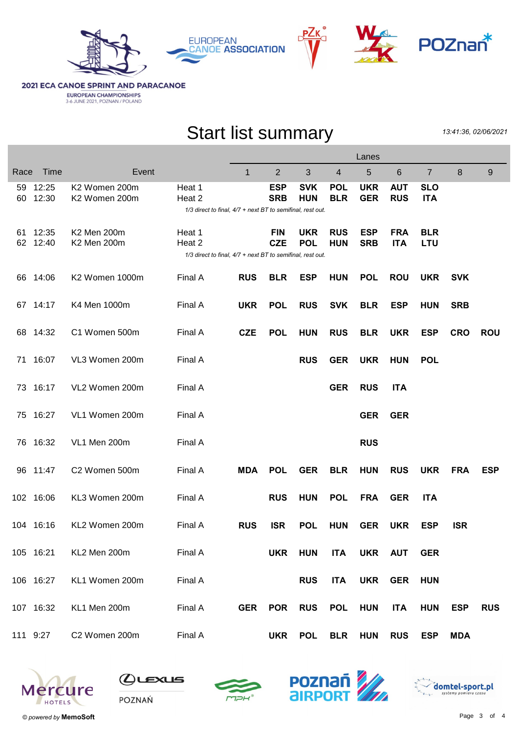2021 ECA CANOE SPRINT AND PARACANOE
EUROPEAN CHAMPIONSHIPS
3-6 JUNE 2021, POZNAN / POLAND

# Start list summary

*13:41:36, 02/06/2021*

| Race | Time | Event | | Lanes 1 | 2 | 3 | 4 | 5 | 6 | 7 | 8 | 9 |
|---|---|---|---|---|---|---|---|---|---|---|---|---|
| 59 | 12:25 | K2 Women 200m | Heat 1 | | **ESP** | **SVK** | **POL** | **UKR** | **AUT** | **SLO** | | |
| 60 | 12:30 | K2 Women 200m | Heat 2 | | **SRB** | **HUN** | **BLR** | **GER** | **RUS** | **ITA** | | |
| | | | *1/3 direct to final, 4/7 + next BT to semifinal, rest out.* | | | | | | | | | |
| 61 | 12:35 | K2 Men 200m | Heat 1 | | **FIN** | **UKR** | **RUS** | **ESP** | **FRA** | **BLR** | | |
| 62 | 12:40 | K2 Men 200m | Heat 2 | | **CZE** | **POL** | **HUN** | **SRB** | **ITA** | **LTU** | | |
| | | | *1/3 direct to final, 4/7 + next BT to semifinal, rest out.* | | | | | | | | | |
| 66 | 14:06 | K2 Women 1000m | Final A | **RUS** | **BLR** | **ESP** | **HUN** | **POL** | **ROU** | **UKR** | **SVK** | |
| 67 | 14:17 | K4 Men 1000m | Final A | **UKR** | **POL** | **RUS** | **SVK** | **BLR** | **ESP** | **HUN** | **SRB** | |
| 68 | 14:32 | C1 Women 500m | Final A | **CZE** | **POL** | **HUN** | **RUS** | **BLR** | **UKR** | **ESP** | **CRO** | **ROU** |
| 71 | 16:07 | VL3 Women 200m | Final A | | | **RUS** | **GER** | **UKR** | **HUN** | **POL** | | |
| 73 | 16:17 | VL2 Women 200m | Final A | | | | **GER** | **RUS** | **ITA** | | | |
| 75 | 16:27 | VL1 Women 200m | Final A | | | | | **GER** | **GER** | | | |
| 76 | 16:32 | VL1 Men 200m | Final A | | | | | **RUS** | | | | |
| 96 | 11:47 | C2 Women 500m | Final A | **MDA** | **POL** | **GER** | **BLR** | **HUN** | **RUS** | **UKR** | **FRA** | **ESP** |
| 102 | 16:06 | KL3 Women 200m | Final A | | **RUS** | **HUN** | **POL** | **FRA** | **GER** | **ITA** | | |
| 104 | 16:16 | KL2 Women 200m | Final A | **RUS** | **ISR** | **POL** | **HUN** | **GER** | **UKR** | **ESP** | **ISR** | |
| 105 | 16:21 | KL2 Men 200m | Final A | | **UKR** | **HUN** | **ITA** | **UKR** | **AUT** | **GER** | | |
| 106 | 16:27 | KL1 Women 200m | Final A | | | **RUS** | **ITA** | **UKR** | **GER** | **HUN** | | |
| 107 | 16:32 | KL1 Men 200m | Final A | **GER** | **POR** | **RUS** | **POL** | **HUN** | **ITA** | **HUN** | **ESP** | **RUS** |
| 111 | 9:27 | C2 Women 200m | Final A | | **UKR** | **POL** | **BLR** | **HUN** | **RUS** | **ESP** | **MDA** | |

© *powered by* **MemoSoft**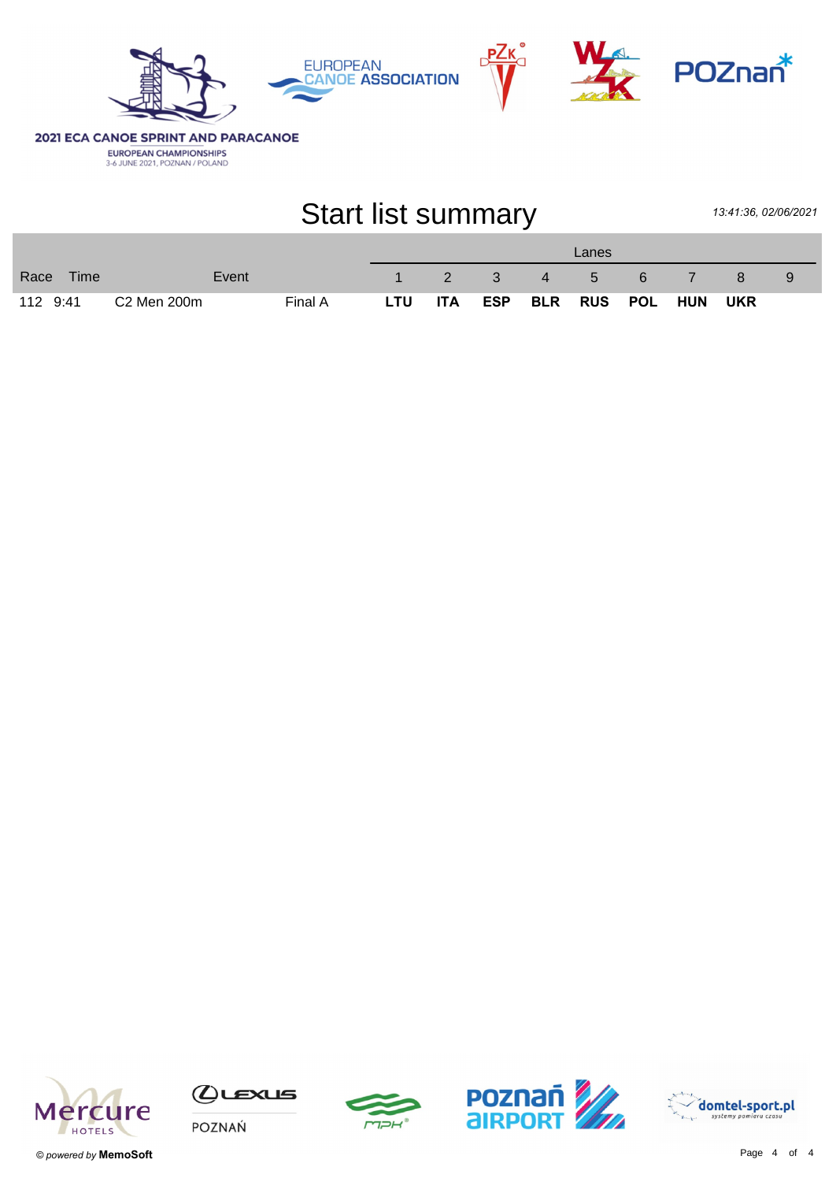2021 ECA CANOE SPRINT AND PARACANOE

EUROPEAN CHAMPIONSHIPS
3-6 JUNE 2021, POZNAN / POLAND

# Start list summary

*13:41:36, 02/06/2021*

| | | | | Lanes | | | | | | | | |
|---|---|---|---|---|---|---|---|---|---|---|---|---|
| Race | Time | Event | | 1 | 2 | 3 | 4 | 5 | 6 | 7 | 8 | 9 |
| 112 | 9:41 | C2 Men 200m | Final A | **LTU** | **ITA** | **ESP** | **BLR** | **RUS** | **POL** | **HUN** | **UKR** | |

*© powered by* **MemoSoft**